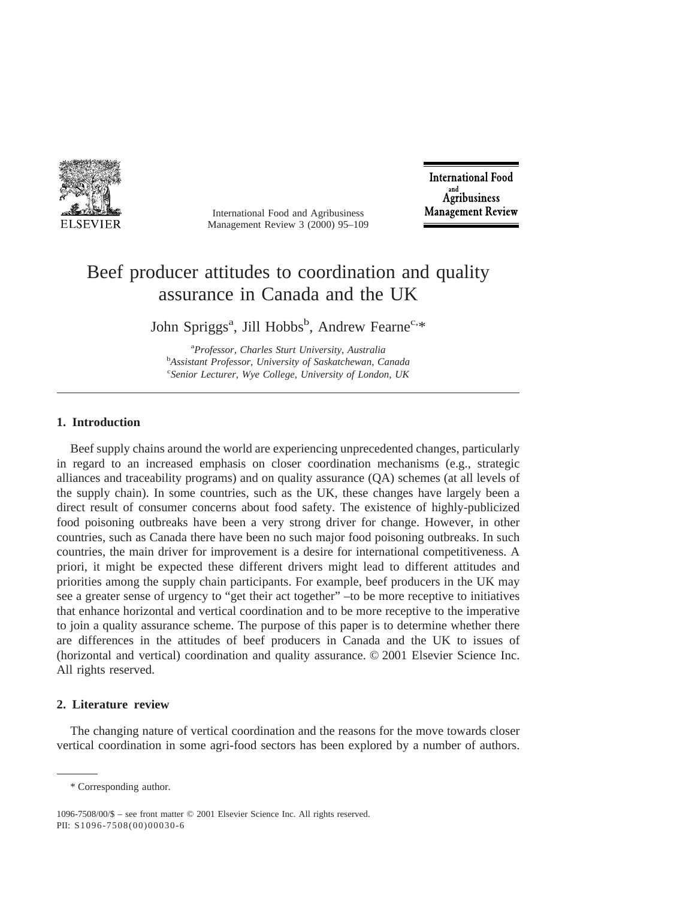# Beef producer attitudes to coordination and quality assurance in Canada and the UK

John Spriggs[a], Jill Hobbs[b], Andrew Fearne[c,*]

[a]*Professor, Charles Sturt University, Australia*
[b]*Assistant Professor, University of Saskatchewan, Canada*
[c]*Senior Lecturer, Wye College, University of London, UK*

## 1. Introduction

Beef supply chains around the world are experiencing unprecedented changes, particularly in regard to an increased emphasis on closer coordination mechanisms (e.g., strategic alliances and traceability programs) and on quality assurance (QA) schemes (at all levels of the supply chain). In some countries, such as the UK, these changes have largely been a direct result of consumer concerns about food safety. The existence of highly-publicized food poisoning outbreaks have been a very strong driver for change. However, in other countries, such as Canada there have been no such major food poisoning outbreaks. In such countries, the main driver for improvement is a desire for international competitiveness. A priori, it might be expected these different drivers might lead to different attitudes and priorities among the supply chain participants. For example, beef producers in the UK may see a greater sense of urgency to "get their act together" –to be more receptive to initiatives that enhance horizontal and vertical coordination and to be more receptive to the imperative to join a quality assurance scheme. The purpose of this paper is to determine whether there are differences in the attitudes of beef producers in Canada and the UK to issues of (horizontal and vertical) coordination and quality assurance. © 2001 Elsevier Science Inc. All rights reserved.

## 2. Literature review

The changing nature of vertical coordination and the reasons for the move towards closer vertical coordination in some agri-food sectors has been explored by a number of authors.

\* Corresponding author.

1096-7508/00/$ – see front matter © 2001 Elsevier Science Inc. All rights reserved.
PII: S1096-7508(00)00030-6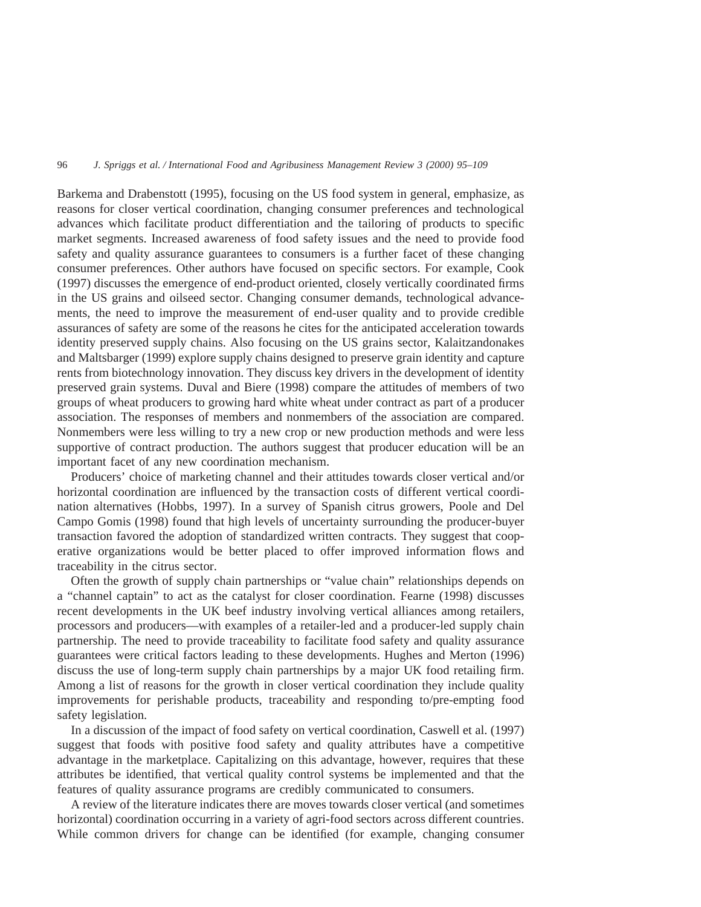Barkema and Drabenstott (1995), focusing on the US food system in general, emphasize, as reasons for closer vertical coordination, changing consumer preferences and technological advances which facilitate product differentiation and the tailoring of products to specific market segments. Increased awareness of food safety issues and the need to provide food safety and quality assurance guarantees to consumers is a further facet of these changing consumer preferences. Other authors have focused on specific sectors. For example, Cook (1997) discusses the emergence of end-product oriented, closely vertically coordinated firms in the US grains and oilseed sector. Changing consumer demands, technological advancements, the need to improve the measurement of end-user quality and to provide credible assurances of safety are some of the reasons he cites for the anticipated acceleration towards identity preserved supply chains. Also focusing on the US grains sector, Kalaitzandonakes and Maltsbarger (1999) explore supply chains designed to preserve grain identity and capture rents from biotechnology innovation. They discuss key drivers in the development of identity preserved grain systems. Duval and Biere (1998) compare the attitudes of members of two groups of wheat producers to growing hard white wheat under contract as part of a producer association. The responses of members and nonmembers of the association are compared. Nonmembers were less willing to try a new crop or new production methods and were less supportive of contract production. The authors suggest that producer education will be an important facet of any new coordination mechanism.

Producers' choice of marketing channel and their attitudes towards closer vertical and/or horizontal coordination are influenced by the transaction costs of different vertical coordination alternatives (Hobbs, 1997). In a survey of Spanish citrus growers, Poole and Del Campo Gomis (1998) found that high levels of uncertainty surrounding the producer-buyer transaction favored the adoption of standardized written contracts. They suggest that cooperative organizations would be better placed to offer improved information flows and traceability in the citrus sector.

Often the growth of supply chain partnerships or "value chain" relationships depends on a "channel captain" to act as the catalyst for closer coordination. Fearne (1998) discusses recent developments in the UK beef industry involving vertical alliances among retailers, processors and producers—with examples of a retailer-led and a producer-led supply chain partnership. The need to provide traceability to facilitate food safety and quality assurance guarantees were critical factors leading to these developments. Hughes and Merton (1996) discuss the use of long-term supply chain partnerships by a major UK food retailing firm. Among a list of reasons for the growth in closer vertical coordination they include quality improvements for perishable products, traceability and responding to/pre-empting food safety legislation.

In a discussion of the impact of food safety on vertical coordination, Caswell et al. (1997) suggest that foods with positive food safety and quality attributes have a competitive advantage in the marketplace. Capitalizing on this advantage, however, requires that these attributes be identified, that vertical quality control systems be implemented and that the features of quality assurance programs are credibly communicated to consumers.

A review of the literature indicates there are moves towards closer vertical (and sometimes horizontal) coordination occurring in a variety of agri-food sectors across different countries. While common drivers for change can be identified (for example, changing consumer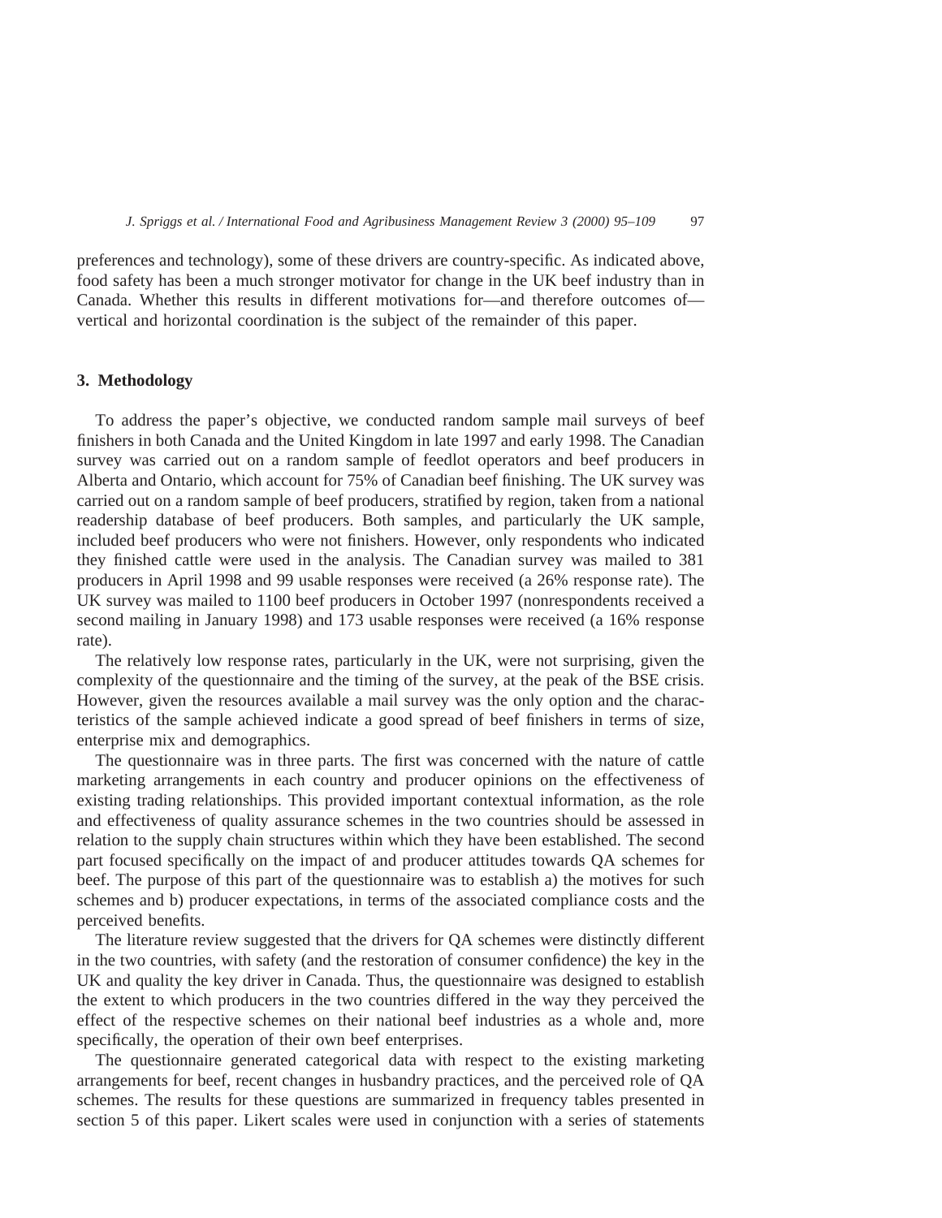preferences and technology), some of these drivers are country-specific. As indicated above, food safety has been a much stronger motivator for change in the UK beef industry than in Canada. Whether this results in different motivations for—and therefore outcomes of—vertical and horizontal coordination is the subject of the remainder of this paper.

## 3. Methodology

To address the paper's objective, we conducted random sample mail surveys of beef finishers in both Canada and the United Kingdom in late 1997 and early 1998. The Canadian survey was carried out on a random sample of feedlot operators and beef producers in Alberta and Ontario, which account for 75% of Canadian beef finishing. The UK survey was carried out on a random sample of beef producers, stratified by region, taken from a national readership database of beef producers. Both samples, and particularly the UK sample, included beef producers who were not finishers. However, only respondents who indicated they finished cattle were used in the analysis. The Canadian survey was mailed to 381 producers in April 1998 and 99 usable responses were received (a 26% response rate). The UK survey was mailed to 1100 beef producers in October 1997 (nonrespondents received a second mailing in January 1998) and 173 usable responses were received (a 16% response rate).

The relatively low response rates, particularly in the UK, were not surprising, given the complexity of the questionnaire and the timing of the survey, at the peak of the BSE crisis. However, given the resources available a mail survey was the only option and the characteristics of the sample achieved indicate a good spread of beef finishers in terms of size, enterprise mix and demographics.

The questionnaire was in three parts. The first was concerned with the nature of cattle marketing arrangements in each country and producer opinions on the effectiveness of existing trading relationships. This provided important contextual information, as the role and effectiveness of quality assurance schemes in the two countries should be assessed in relation to the supply chain structures within which they have been established. The second part focused specifically on the impact of and producer attitudes towards QA schemes for beef. The purpose of this part of the questionnaire was to establish a) the motives for such schemes and b) producer expectations, in terms of the associated compliance costs and the perceived benefits.

The literature review suggested that the drivers for QA schemes were distinctly different in the two countries, with safety (and the restoration of consumer confidence) the key in the UK and quality the key driver in Canada. Thus, the questionnaire was designed to establish the extent to which producers in the two countries differed in the way they perceived the effect of the respective schemes on their national beef industries as a whole and, more specifically, the operation of their own beef enterprises.

The questionnaire generated categorical data with respect to the existing marketing arrangements for beef, recent changes in husbandry practices, and the perceived role of QA schemes. The results for these questions are summarized in frequency tables presented in section 5 of this paper. Likert scales were used in conjunction with a series of statements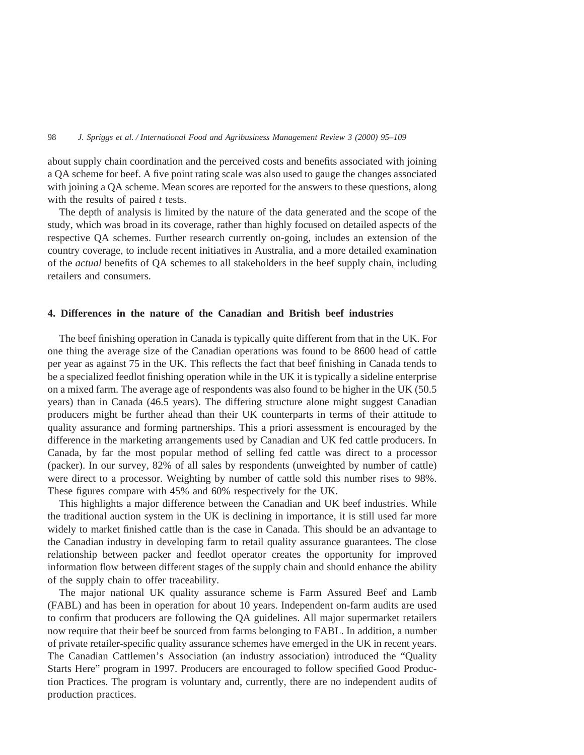about supply chain coordination and the perceived costs and benefits associated with joining a QA scheme for beef. A five point rating scale was also used to gauge the changes associated with joining a QA scheme. Mean scores are reported for the answers to these questions, along with the results of paired *t* tests.

The depth of analysis is limited by the nature of the data generated and the scope of the study, which was broad in its coverage, rather than highly focused on detailed aspects of the respective QA schemes. Further research currently on-going, includes an extension of the country coverage, to include recent initiatives in Australia, and a more detailed examination of the *actual* benefits of QA schemes to all stakeholders in the beef supply chain, including retailers and consumers.

## 4. Differences in the nature of the Canadian and British beef industries

The beef finishing operation in Canada is typically quite different from that in the UK. For one thing the average size of the Canadian operations was found to be 8600 head of cattle per year as against 75 in the UK. This reflects the fact that beef finishing in Canada tends to be a specialized feedlot finishing operation while in the UK it is typically a sideline enterprise on a mixed farm. The average age of respondents was also found to be higher in the UK (50.5 years) than in Canada (46.5 years). The differing structure alone might suggest Canadian producers might be further ahead than their UK counterparts in terms of their attitude to quality assurance and forming partnerships. This a priori assessment is encouraged by the difference in the marketing arrangements used by Canadian and UK fed cattle producers. In Canada, by far the most popular method of selling fed cattle was direct to a processor (packer). In our survey, 82% of all sales by respondents (unweighted by number of cattle) were direct to a processor. Weighting by number of cattle sold this number rises to 98%. These figures compare with 45% and 60% respectively for the UK.

This highlights a major difference between the Canadian and UK beef industries. While the traditional auction system in the UK is declining in importance, it is still used far more widely to market finished cattle than is the case in Canada. This should be an advantage to the Canadian industry in developing farm to retail quality assurance guarantees. The close relationship between packer and feedlot operator creates the opportunity for improved information flow between different stages of the supply chain and should enhance the ability of the supply chain to offer traceability.

The major national UK quality assurance scheme is Farm Assured Beef and Lamb (FABL) and has been in operation for about 10 years. Independent on-farm audits are used to confirm that producers are following the QA guidelines. All major supermarket retailers now require that their beef be sourced from farms belonging to FABL. In addition, a number of private retailer-specific quality assurance schemes have emerged in the UK in recent years. The Canadian Cattlemen's Association (an industry association) introduced the "Quality Starts Here" program in 1997. Producers are encouraged to follow specified Good Production Practices. The program is voluntary and, currently, there are no independent audits of production practices.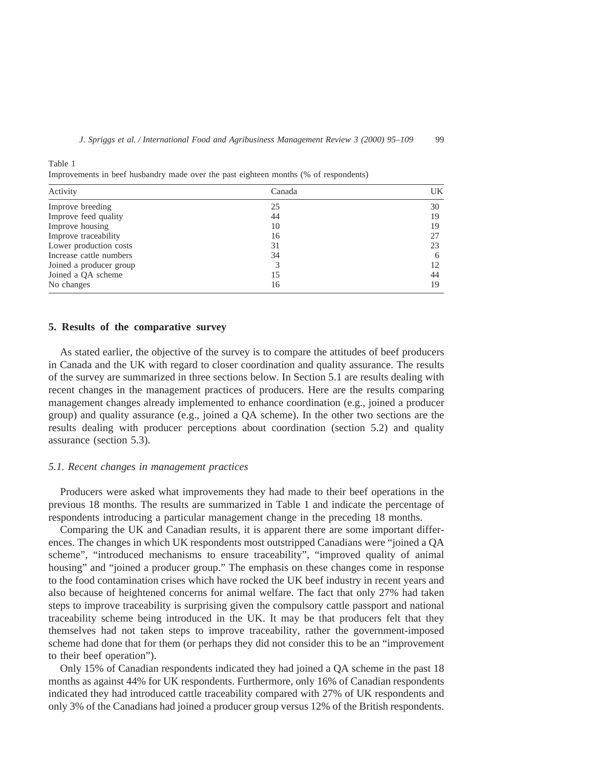Table 1
Improvements in beef husbandry made over the past eighteen months (% of respondents)

| Activity | Canada | UK |
|---|---|---|
| Improve breeding | 25 | 30 |
| Improve feed quality | 44 | 19 |
| Improve housing | 10 | 19 |
| Improve traceability | 16 | 27 |
| Lower production costs | 31 | 23 |
| Increase cattle numbers | 34 | 6 |
| Joined a producer group | 3 | 12 |
| Joined a QA scheme | 15 | 44 |
| No changes | 16 | 19 |

## 5. Results of the comparative survey

As stated earlier, the objective of the survey is to compare the attitudes of beef producers in Canada and the UK with regard to closer coordination and quality assurance. The results of the survey are summarized in three sections below. In Section 5.1 are results dealing with recent changes in the management practices of producers. Here are the results comparing management changes already implemented to enhance coordination (e.g., joined a producer group) and quality assurance (e.g., joined a QA scheme). In the other two sections are the results dealing with producer perceptions about coordination (section 5.2) and quality assurance (section 5.3).

### *5.1. Recent changes in management practices*

Producers were asked what improvements they had made to their beef operations in the previous 18 months. The results are summarized in Table 1 and indicate the percentage of respondents introducing a particular management change in the preceding 18 months.

Comparing the UK and Canadian results, it is apparent there are some important differences. The changes in which UK respondents most outstripped Canadians were "joined a QA scheme", "introduced mechanisms to ensure traceability", "improved quality of animal housing" and "joined a producer group." The emphasis on these changes come in response to the food contamination crises which have rocked the UK beef industry in recent years and also because of heightened concerns for animal welfare. The fact that only 27% had taken steps to improve traceability is surprising given the compulsory cattle passport and national traceability scheme being introduced in the UK. It may be that producers felt that they themselves had not taken steps to improve traceability, rather the government-imposed scheme had done that for them (or perhaps they did not consider this to be an "improvement to their beef operation").

Only 15% of Canadian respondents indicated they had joined a QA scheme in the past 18 months as against 44% for UK respondents. Furthermore, only 16% of Canadian respondents indicated they had introduced cattle traceability compared with 27% of UK respondents and only 3% of the Canadians had joined a producer group versus 12% of the British respondents.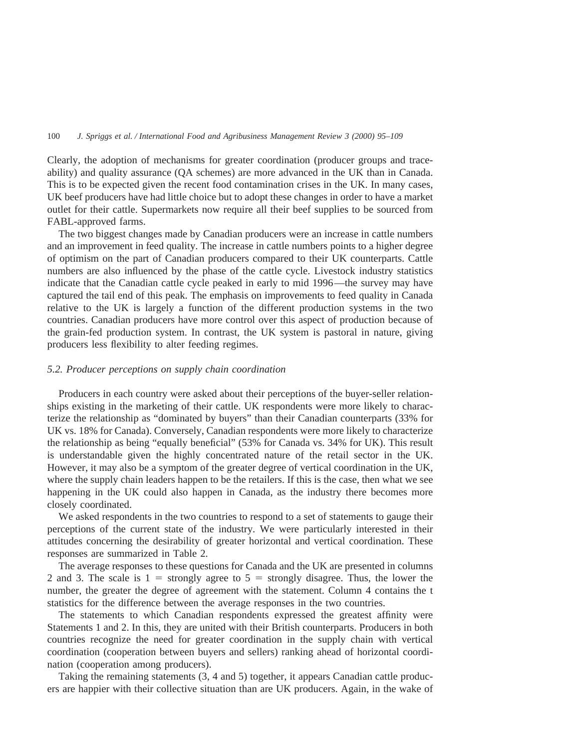Clearly, the adoption of mechanisms for greater coordination (producer groups and traceability) and quality assurance (QA schemes) are more advanced in the UK than in Canada. This is to be expected given the recent food contamination crises in the UK. In many cases, UK beef producers have had little choice but to adopt these changes in order to have a market outlet for their cattle. Supermarkets now require all their beef supplies to be sourced from FABL-approved farms.

The two biggest changes made by Canadian producers were an increase in cattle numbers and an improvement in feed quality. The increase in cattle numbers points to a higher degree of optimism on the part of Canadian producers compared to their UK counterparts. Cattle numbers are also influenced by the phase of the cattle cycle. Livestock industry statistics indicate that the Canadian cattle cycle peaked in early to mid 1996—the survey may have captured the tail end of this peak. The emphasis on improvements to feed quality in Canada relative to the UK is largely a function of the different production systems in the two countries. Canadian producers have more control over this aspect of production because of the grain-fed production system. In contrast, the UK system is pastoral in nature, giving producers less flexibility to alter feeding regimes.

### *5.2. Producer perceptions on supply chain coordination*

Producers in each country were asked about their perceptions of the buyer-seller relationships existing in the marketing of their cattle. UK respondents were more likely to characterize the relationship as "dominated by buyers" than their Canadian counterparts (33% for UK vs. 18% for Canada). Conversely, Canadian respondents were more likely to characterize the relationship as being "equally beneficial" (53% for Canada vs. 34% for UK). This result is understandable given the highly concentrated nature of the retail sector in the UK. However, it may also be a symptom of the greater degree of vertical coordination in the UK, where the supply chain leaders happen to be the retailers. If this is the case, then what we see happening in the UK could also happen in Canada, as the industry there becomes more closely coordinated.

We asked respondents in the two countries to respond to a set of statements to gauge their perceptions of the current state of the industry. We were particularly interested in their attitudes concerning the desirability of greater horizontal and vertical coordination. These responses are summarized in Table 2.

The average responses to these questions for Canada and the UK are presented in columns 2 and 3. The scale is 1 = strongly agree to 5 = strongly disagree. Thus, the lower the number, the greater the degree of agreement with the statement. Column 4 contains the t statistics for the difference between the average responses in the two countries.

The statements to which Canadian respondents expressed the greatest affinity were Statements 1 and 2. In this, they are united with their British counterparts. Producers in both countries recognize the need for greater coordination in the supply chain with vertical coordination (cooperation between buyers and sellers) ranking ahead of horizontal coordination (cooperation among producers).

Taking the remaining statements (3, 4 and 5) together, it appears Canadian cattle producers are happier with their collective situation than are UK producers. Again, in the wake of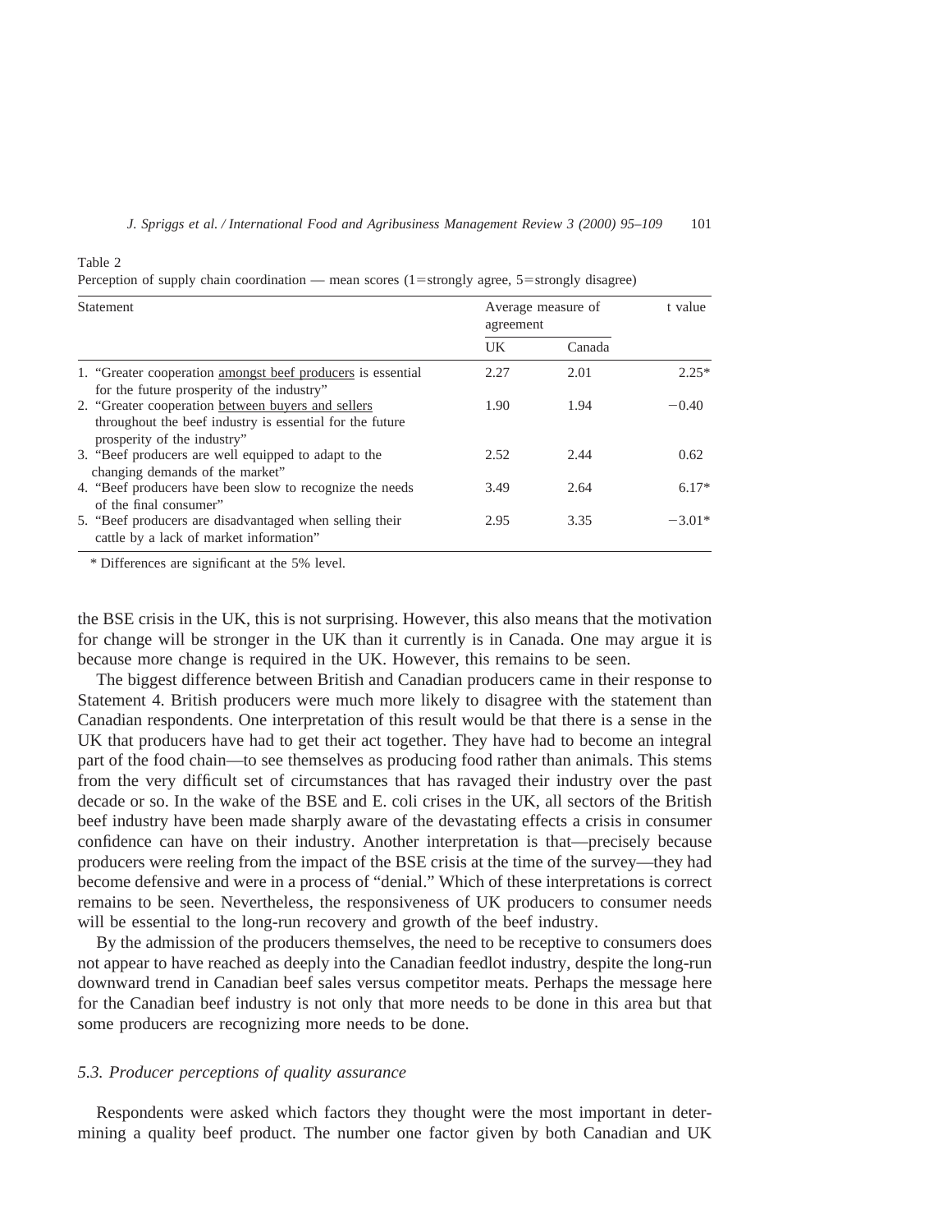Table 2
Perception of supply chain coordination — mean scores (1=strongly agree, 5=strongly disagree)

| Statement | Average measure of agreement | | t value |
|---|---|---|---|
| | UK | Canada | |
| 1. "Greater cooperation amongst beef producers is essential for the future prosperity of the industry" | 2.27 | 2.01 | 2.25* |
| 2. "Greater cooperation between buyers and sellers throughout the beef industry is essential for the future prosperity of the industry" | 1.90 | 1.94 | −0.40 |
| 3. "Beef producers are well equipped to adapt to the changing demands of the market" | 2.52 | 2.44 | 0.62 |
| 4. "Beef producers have been slow to recognize the needs of the final consumer" | 3.49 | 2.64 | 6.17* |
| 5. "Beef producers are disadvantaged when selling their cattle by a lack of market information" | 2.95 | 3.35 | −3.01* |

\* Differences are significant at the 5% level.

the BSE crisis in the UK, this is not surprising. However, this also means that the motivation for change will be stronger in the UK than it currently is in Canada. One may argue it is because more change is required in the UK. However, this remains to be seen.

The biggest difference between British and Canadian producers came in their response to Statement 4. British producers were much more likely to disagree with the statement than Canadian respondents. One interpretation of this result would be that there is a sense in the UK that producers have had to get their act together. They have had to become an integral part of the food chain—to see themselves as producing food rather than animals. This stems from the very difficult set of circumstances that has ravaged their industry over the past decade or so. In the wake of the BSE and E. coli crises in the UK, all sectors of the British beef industry have been made sharply aware of the devastating effects a crisis in consumer confidence can have on their industry. Another interpretation is that—precisely because producers were reeling from the impact of the BSE crisis at the time of the survey—they had become defensive and were in a process of "denial." Which of these interpretations is correct remains to be seen. Nevertheless, the responsiveness of UK producers to consumer needs will be essential to the long-run recovery and growth of the beef industry.

By the admission of the producers themselves, the need to be receptive to consumers does not appear to have reached as deeply into the Canadian feedlot industry, despite the long-run downward trend in Canadian beef sales versus competitor meats. Perhaps the message here for the Canadian beef industry is not only that more needs to be done in this area but that some producers are recognizing more needs to be done.

### *5.3. Producer perceptions of quality assurance*

Respondents were asked which factors they thought were the most important in determining a quality beef product. The number one factor given by both Canadian and UK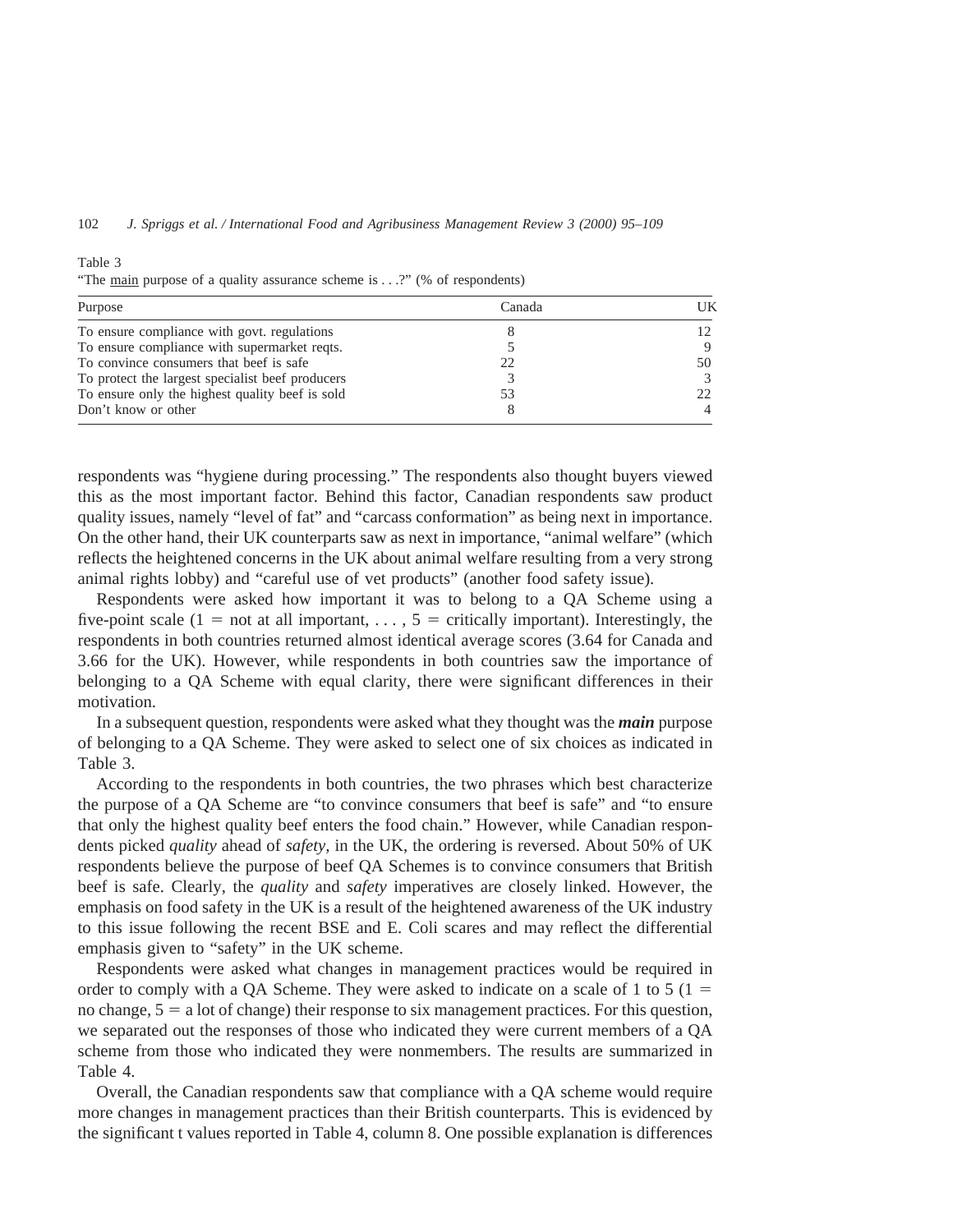Table 3
"The <u>main</u> purpose of a quality assurance scheme is . . .?" (% of respondents)

| Purpose | Canada | UK |
|---|---|---|
| To ensure compliance with govt. regulations | 8 | 12 |
| To ensure compliance with supermarket reqts. | 5 | 9 |
| To convince consumers that beef is safe | 22 | 50 |
| To protect the largest specialist beef producers | 3 | 3 |
| To ensure only the highest quality beef is sold | 53 | 22 |
| Don't know or other | 8 | 4 |

respondents was "hygiene during processing." The respondents also thought buyers viewed this as the most important factor. Behind this factor, Canadian respondents saw product quality issues, namely "level of fat" and "carcass conformation" as being next in importance. On the other hand, their UK counterparts saw as next in importance, "animal welfare" (which reflects the heightened concerns in the UK about animal welfare resulting from a very strong animal rights lobby) and "careful use of vet products" (another food safety issue).

Respondents were asked how important it was to belong to a QA Scheme using a five-point scale (1 = not at all important, . . . , 5 = critically important). Interestingly, the respondents in both countries returned almost identical average scores (3.64 for Canada and 3.66 for the UK). However, while respondents in both countries saw the importance of belonging to a QA Scheme with equal clarity, there were significant differences in their motivation.

In a subsequent question, respondents were asked what they thought was the ***main*** purpose of belonging to a QA Scheme. They were asked to select one of six choices as indicated in Table 3.

According to the respondents in both countries, the two phrases which best characterize the purpose of a QA Scheme are "to convince consumers that beef is safe" and "to ensure that only the highest quality beef enters the food chain." However, while Canadian respondents picked *quality* ahead of *safety,* in the UK, the ordering is reversed. About 50% of UK respondents believe the purpose of beef QA Schemes is to convince consumers that British beef is safe. Clearly, the *quality* and *safety* imperatives are closely linked. However, the emphasis on food safety in the UK is a result of the heightened awareness of the UK industry to this issue following the recent BSE and E. Coli scares and may reflect the differential emphasis given to "safety" in the UK scheme.

Respondents were asked what changes in management practices would be required in order to comply with a QA Scheme. They were asked to indicate on a scale of 1 to 5 (1 = no change, 5 = a lot of change) their response to six management practices. For this question, we separated out the responses of those who indicated they were current members of a QA scheme from those who indicated they were nonmembers. The results are summarized in Table 4.

Overall, the Canadian respondents saw that compliance with a QA scheme would require more changes in management practices than their British counterparts. This is evidenced by the significant t values reported in Table 4, column 8. One possible explanation is differences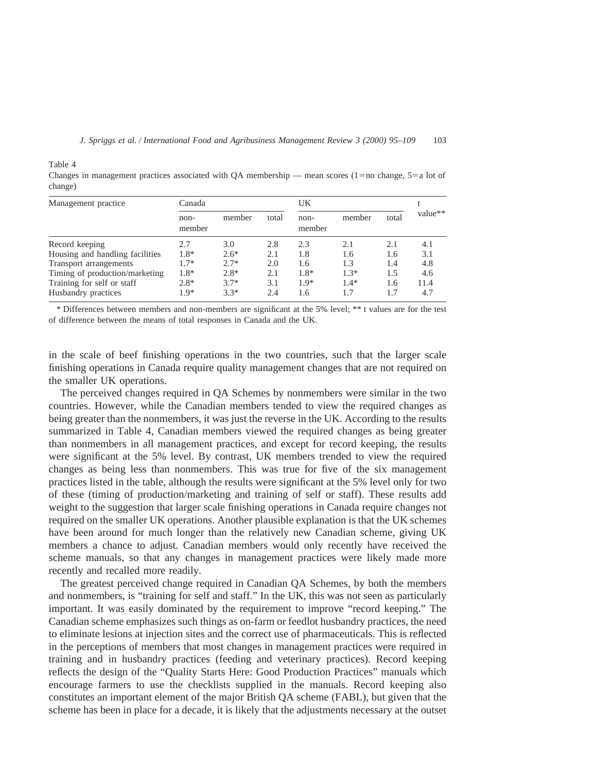Table 4
Changes in management practices associated with QA membership — mean scores (1=no change, 5=a lot of change)

| Management practice | Canada | | | UK | | | t value** |
|---|---|---|---|---|---|---|---|
| | non-member | member | total | non-member | member | total | |
| Record keeping | 2.7 | 3.0 | 2.8 | 2.3 | 2.1 | 2.1 | 4.1 |
| Housing and handling facilities | 1.8* | 2.6* | 2.1 | 1.8 | 1.6 | 1.6 | 3.1 |
| Transport arrangements | 1.7* | 2.7* | 2.0 | 1.6 | 1.3 | 1.4 | 4.8 |
| Timing of production/marketing | 1.8* | 2.8* | 2.1 | 1.8* | 1.3* | 1.5 | 4.6 |
| Training for self or staff | 2.8* | 3.7* | 3.1 | 1.9* | 1.4* | 1.6 | 11.4 |
| Husbandry practices | 1.9* | 3.3* | 2.4 | 1.6 | 1.7 | 1.7 | 4.7 |

\* Differences between members and non-members are significant at the 5% level; ** t values are for the test of difference between the means of total responses in Canada and the UK.

in the scale of beef finishing operations in the two countries, such that the larger scale finishing operations in Canada require quality management changes that are not required on the smaller UK operations.

The perceived changes required in QA Schemes by nonmembers were similar in the two countries. However, while the Canadian members tended to view the required changes as being greater than the nonmembers, it was just the reverse in the UK. According to the results summarized in Table 4, Canadian members viewed the required changes as being greater than nonmembers in all management practices, and except for record keeping, the results were significant at the 5% level. By contrast, UK members trended to view the required changes as being less than nonmembers. This was true for five of the six management practices listed in the table, although the results were significant at the 5% level only for two of these (timing of production/marketing and training of self or staff). These results add weight to the suggestion that larger scale finishing operations in Canada require changes not required on the smaller UK operations. Another plausible explanation is that the UK schemes have been around for much longer than the relatively new Canadian scheme, giving UK members a chance to adjust. Canadian members would only recently have received the scheme manuals, so that any changes in management practices were likely made more recently and recalled more readily.

The greatest perceived change required in Canadian QA Schemes, by both the members and nonmembers, is "training for self and staff." In the UK, this was not seen as particularly important. It was easily dominated by the requirement to improve "record keeping." The Canadian scheme emphasizes such things as on-farm or feedlot husbandry practices, the need to eliminate lesions at injection sites and the correct use of pharmaceuticals. This is reflected in the perceptions of members that most changes in management practices were required in training and in husbandry practices (feeding and veterinary practices). Record keeping reflects the design of the "Quality Starts Here: Good Production Practices" manuals which encourage farmers to use the checklists supplied in the manuals. Record keeping also constitutes an important element of the major British QA scheme (FABL), but given that the scheme has been in place for a decade, it is likely that the adjustments necessary at the outset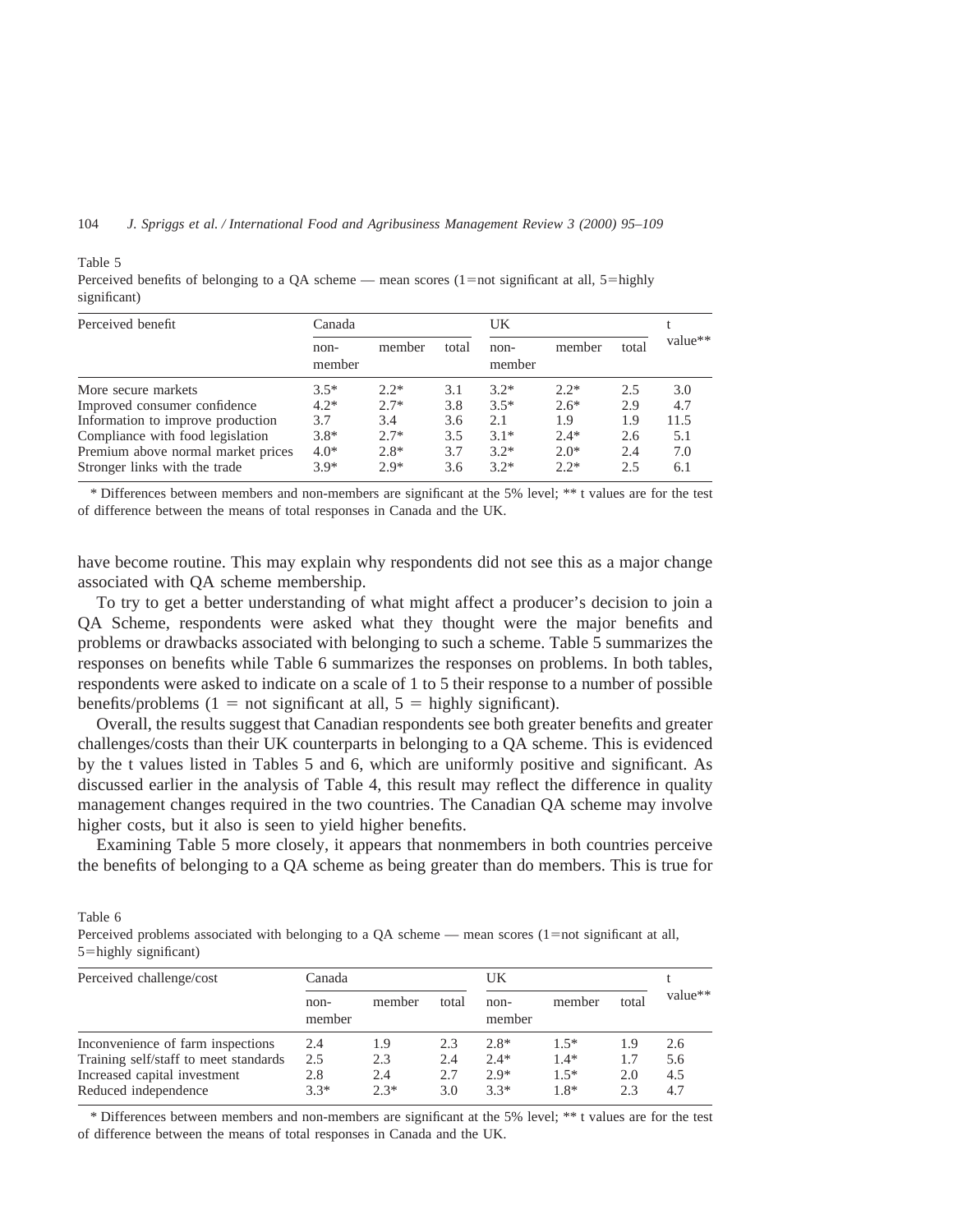Table 5
Perceived benefits of belonging to a QA scheme — mean scores (1=not significant at all, 5=highly significant)

| Perceived benefit | Canada | | | UK | | | t value** |
|---|---|---|---|---|---|---|---|
| | non-member | member | total | non-member | member | total | |
| More secure markets | 3.5* | 2.2* | 3.1 | 3.2* | 2.2* | 2.5 | 3.0 |
| Improved consumer confidence | 4.2* | 2.7* | 3.8 | 3.5* | 2.6* | 2.9 | 4.7 |
| Information to improve production | 3.7 | 3.4 | 3.6 | 2.1 | 1.9 | 1.9 | 11.5 |
| Compliance with food legislation | 3.8* | 2.7* | 3.5 | 3.1* | 2.4* | 2.6 | 5.1 |
| Premium above normal market prices | 4.0* | 2.8* | 3.7 | 3.2* | 2.0* | 2.4 | 7.0 |
| Stronger links with the trade | 3.9* | 2.9* | 3.6 | 3.2* | 2.2* | 2.5 | 6.1 |

* Differences between members and non-members are significant at the 5% level; ** t values are for the test of difference between the means of total responses in Canada and the UK.

have become routine. This may explain why respondents did not see this as a major change associated with QA scheme membership.

To try to get a better understanding of what might affect a producer's decision to join a QA Scheme, respondents were asked what they thought were the major benefits and problems or drawbacks associated with belonging to such a scheme. Table 5 summarizes the responses on benefits while Table 6 summarizes the responses on problems. In both tables, respondents were asked to indicate on a scale of 1 to 5 their response to a number of possible benefits/problems (1 = not significant at all, 5 = highly significant).

Overall, the results suggest that Canadian respondents see both greater benefits and greater challenges/costs than their UK counterparts in belonging to a QA scheme. This is evidenced by the t values listed in Tables 5 and 6, which are uniformly positive and significant. As discussed earlier in the analysis of Table 4, this result may reflect the difference in quality management changes required in the two countries. The Canadian QA scheme may involve higher costs, but it also is seen to yield higher benefits.

Examining Table 5 more closely, it appears that nonmembers in both countries perceive the benefits of belonging to a QA scheme as being greater than do members. This is true for

Table 6
Perceived problems associated with belonging to a QA scheme — mean scores (1=not significant at all, 5=highly significant)

| Perceived challenge/cost | Canada | | | UK | | | t value** |
|---|---|---|---|---|---|---|---|
| | non-member | member | total | non-member | member | total | |
| Inconvenience of farm inspections | 2.4 | 1.9 | 2.3 | 2.8* | 1.5* | 1.9 | 2.6 |
| Training self/staff to meet standards | 2.5 | 2.3 | 2.4 | 2.4* | 1.4* | 1.7 | 5.6 |
| Increased capital investment | 2.8 | 2.4 | 2.7 | 2.9* | 1.5* | 2.0 | 4.5 |
| Reduced independence | 3.3* | 2.3* | 3.0 | 3.3* | 1.8* | 2.3 | 4.7 |

* Differences between members and non-members are significant at the 5% level; ** t values are for the test of difference between the means of total responses in Canada and the UK.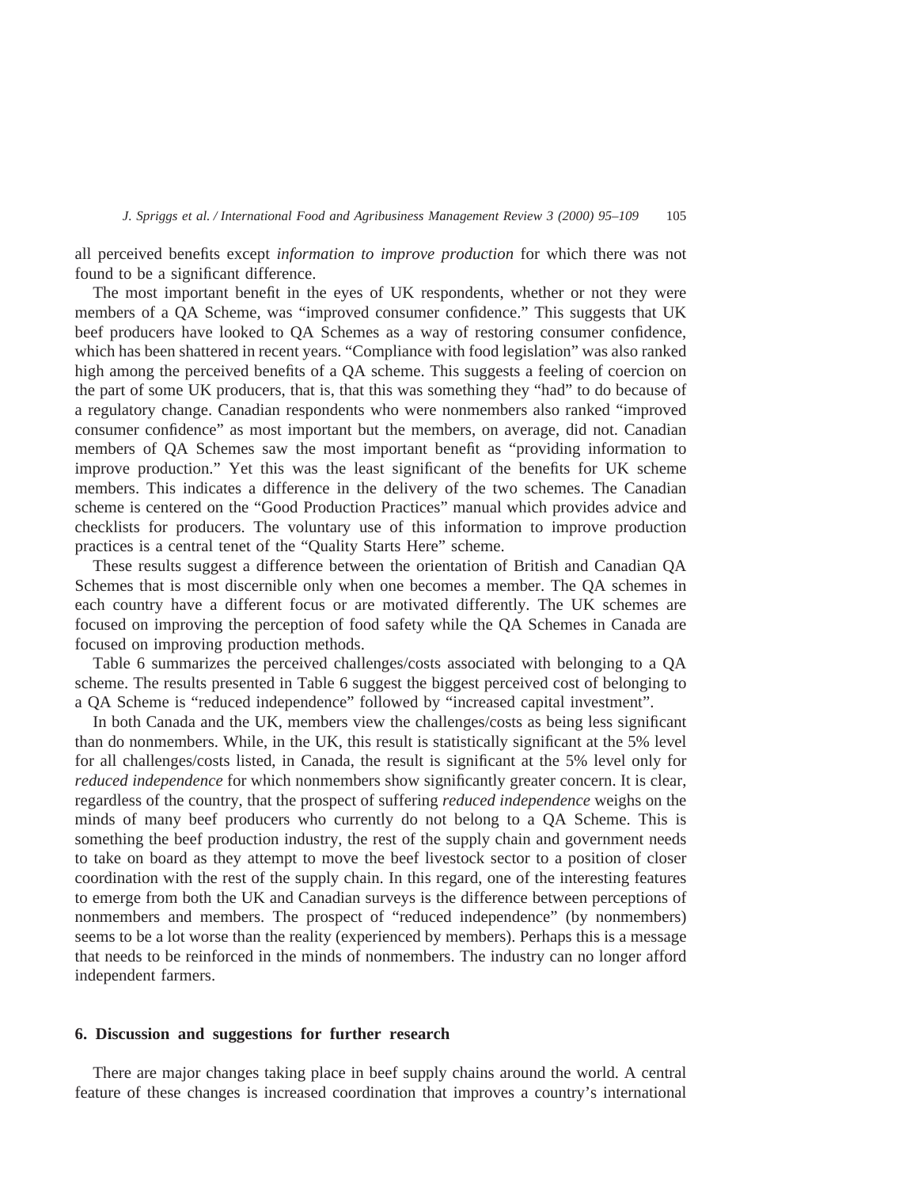all perceived benefits except *information to improve production* for which there was not found to be a significant difference.

The most important benefit in the eyes of UK respondents, whether or not they were members of a QA Scheme, was "improved consumer confidence." This suggests that UK beef producers have looked to QA Schemes as a way of restoring consumer confidence, which has been shattered in recent years. "Compliance with food legislation" was also ranked high among the perceived benefits of a QA scheme. This suggests a feeling of coercion on the part of some UK producers, that is, that this was something they "had" to do because of a regulatory change. Canadian respondents who were nonmembers also ranked "improved consumer confidence" as most important but the members, on average, did not. Canadian members of QA Schemes saw the most important benefit as "providing information to improve production." Yet this was the least significant of the benefits for UK scheme members. This indicates a difference in the delivery of the two schemes. The Canadian scheme is centered on the "Good Production Practices" manual which provides advice and checklists for producers. The voluntary use of this information to improve production practices is a central tenet of the "Quality Starts Here" scheme.

These results suggest a difference between the orientation of British and Canadian QA Schemes that is most discernible only when one becomes a member. The QA schemes in each country have a different focus or are motivated differently. The UK schemes are focused on improving the perception of food safety while the QA Schemes in Canada are focused on improving production methods.

Table 6 summarizes the perceived challenges/costs associated with belonging to a QA scheme. The results presented in Table 6 suggest the biggest perceived cost of belonging to a QA Scheme is "reduced independence" followed by "increased capital investment".

In both Canada and the UK, members view the challenges/costs as being less significant than do nonmembers. While, in the UK, this result is statistically significant at the 5% level for all challenges/costs listed, in Canada, the result is significant at the 5% level only for *reduced independence* for which nonmembers show significantly greater concern. It is clear, regardless of the country, that the prospect of suffering *reduced independence* weighs on the minds of many beef producers who currently do not belong to a QA Scheme. This is something the beef production industry, the rest of the supply chain and government needs to take on board as they attempt to move the beef livestock sector to a position of closer coordination with the rest of the supply chain. In this regard, one of the interesting features to emerge from both the UK and Canadian surveys is the difference between perceptions of nonmembers and members. The prospect of "reduced independence" (by nonmembers) seems to be a lot worse than the reality (experienced by members). Perhaps this is a message that needs to be reinforced in the minds of nonmembers. The industry can no longer afford independent farmers.

## 6. Discussion and suggestions for further research

There are major changes taking place in beef supply chains around the world. A central feature of these changes is increased coordination that improves a country's international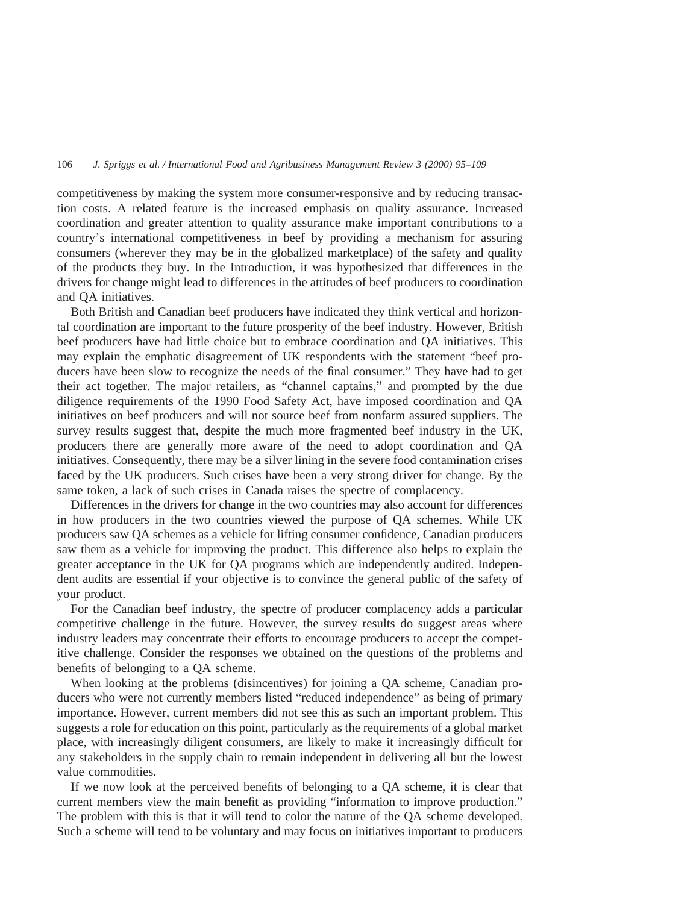competitiveness by making the system more consumer-responsive and by reducing transaction costs. A related feature is the increased emphasis on quality assurance. Increased coordination and greater attention to quality assurance make important contributions to a country's international competitiveness in beef by providing a mechanism for assuring consumers (wherever they may be in the globalized marketplace) of the safety and quality of the products they buy. In the Introduction, it was hypothesized that differences in the drivers for change might lead to differences in the attitudes of beef producers to coordination and QA initiatives.

Both British and Canadian beef producers have indicated they think vertical and horizontal coordination are important to the future prosperity of the beef industry. However, British beef producers have had little choice but to embrace coordination and QA initiatives. This may explain the emphatic disagreement of UK respondents with the statement "beef producers have been slow to recognize the needs of the final consumer." They have had to get their act together. The major retailers, as "channel captains," and prompted by the due diligence requirements of the 1990 Food Safety Act, have imposed coordination and QA initiatives on beef producers and will not source beef from nonfarm assured suppliers. The survey results suggest that, despite the much more fragmented beef industry in the UK, producers there are generally more aware of the need to adopt coordination and QA initiatives. Consequently, there may be a silver lining in the severe food contamination crises faced by the UK producers. Such crises have been a very strong driver for change. By the same token, a lack of such crises in Canada raises the spectre of complacency.

Differences in the drivers for change in the two countries may also account for differences in how producers in the two countries viewed the purpose of QA schemes. While UK producers saw QA schemes as a vehicle for lifting consumer confidence, Canadian producers saw them as a vehicle for improving the product. This difference also helps to explain the greater acceptance in the UK for QA programs which are independently audited. Independent audits are essential if your objective is to convince the general public of the safety of your product.

For the Canadian beef industry, the spectre of producer complacency adds a particular competitive challenge in the future. However, the survey results do suggest areas where industry leaders may concentrate their efforts to encourage producers to accept the competitive challenge. Consider the responses we obtained on the questions of the problems and benefits of belonging to a QA scheme.

When looking at the problems (disincentives) for joining a QA scheme, Canadian producers who were not currently members listed "reduced independence" as being of primary importance. However, current members did not see this as such an important problem. This suggests a role for education on this point, particularly as the requirements of a global market place, with increasingly diligent consumers, are likely to make it increasingly difficult for any stakeholders in the supply chain to remain independent in delivering all but the lowest value commodities.

If we now look at the perceived benefits of belonging to a QA scheme, it is clear that current members view the main benefit as providing "information to improve production." The problem with this is that it will tend to color the nature of the QA scheme developed. Such a scheme will tend to be voluntary and may focus on initiatives important to producers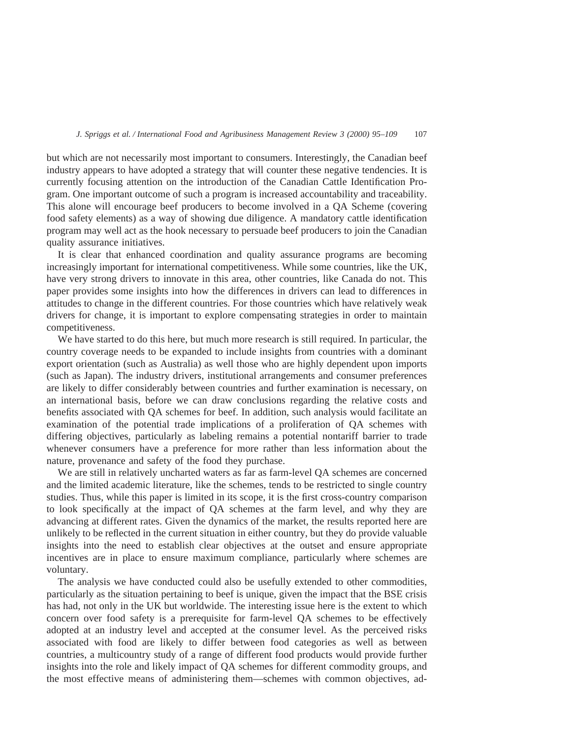but which are not necessarily most important to consumers. Interestingly, the Canadian beef industry appears to have adopted a strategy that will counter these negative tendencies. It is currently focusing attention on the introduction of the Canadian Cattle Identification Program. One important outcome of such a program is increased accountability and traceability. This alone will encourage beef producers to become involved in a QA Scheme (covering food safety elements) as a way of showing due diligence. A mandatory cattle identification program may well act as the hook necessary to persuade beef producers to join the Canadian quality assurance initiatives.

It is clear that enhanced coordination and quality assurance programs are becoming increasingly important for international competitiveness. While some countries, like the UK, have very strong drivers to innovate in this area, other countries, like Canada do not. This paper provides some insights into how the differences in drivers can lead to differences in attitudes to change in the different countries. For those countries which have relatively weak drivers for change, it is important to explore compensating strategies in order to maintain competitiveness.

We have started to do this here, but much more research is still required. In particular, the country coverage needs to be expanded to include insights from countries with a dominant export orientation (such as Australia) as well those who are highly dependent upon imports (such as Japan). The industry drivers, institutional arrangements and consumer preferences are likely to differ considerably between countries and further examination is necessary, on an international basis, before we can draw conclusions regarding the relative costs and benefits associated with QA schemes for beef. In addition, such analysis would facilitate an examination of the potential trade implications of a proliferation of QA schemes with differing objectives, particularly as labeling remains a potential nontariff barrier to trade whenever consumers have a preference for more rather than less information about the nature, provenance and safety of the food they purchase.

We are still in relatively uncharted waters as far as farm-level QA schemes are concerned and the limited academic literature, like the schemes, tends to be restricted to single country studies. Thus, while this paper is limited in its scope, it is the first cross-country comparison to look specifically at the impact of QA schemes at the farm level, and why they are advancing at different rates. Given the dynamics of the market, the results reported here are unlikely to be reflected in the current situation in either country, but they do provide valuable insights into the need to establish clear objectives at the outset and ensure appropriate incentives are in place to ensure maximum compliance, particularly where schemes are voluntary.

The analysis we have conducted could also be usefully extended to other commodities, particularly as the situation pertaining to beef is unique, given the impact that the BSE crisis has had, not only in the UK but worldwide. The interesting issue here is the extent to which concern over food safety is a prerequisite for farm-level QA schemes to be effectively adopted at an industry level and accepted at the consumer level. As the perceived risks associated with food are likely to differ between food categories as well as between countries, a multicountry study of a range of different food products would provide further insights into the role and likely impact of QA schemes for different commodity groups, and the most effective means of administering them—schemes with common objectives, ad-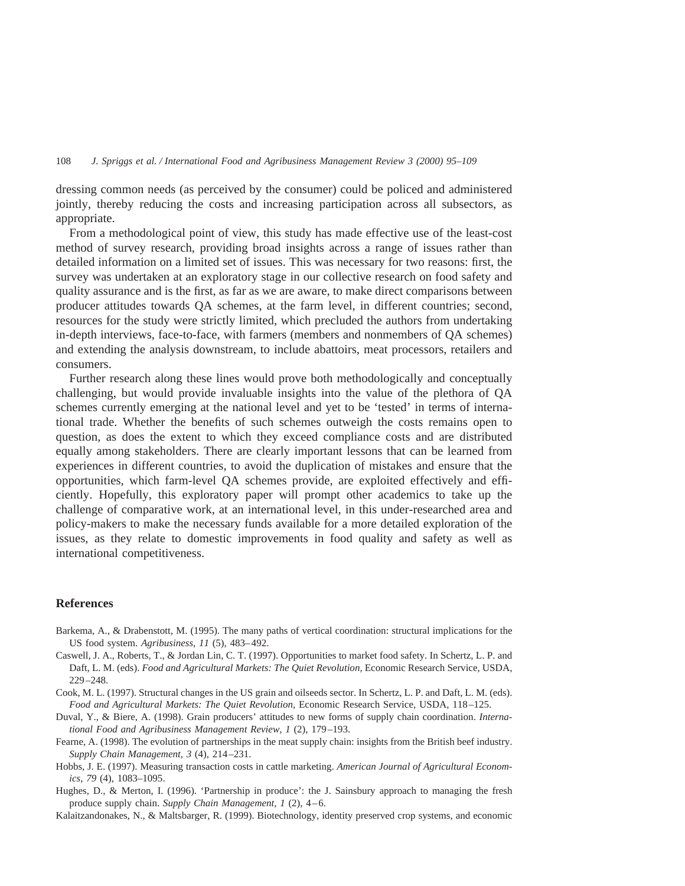dressing common needs (as perceived by the consumer) could be policed and administered jointly, thereby reducing the costs and increasing participation across all subsectors, as appropriate.

From a methodological point of view, this study has made effective use of the least-cost method of survey research, providing broad insights across a range of issues rather than detailed information on a limited set of issues. This was necessary for two reasons: first, the survey was undertaken at an exploratory stage in our collective research on food safety and quality assurance and is the first, as far as we are aware, to make direct comparisons between producer attitudes towards QA schemes, at the farm level, in different countries; second, resources for the study were strictly limited, which precluded the authors from undertaking in-depth interviews, face-to-face, with farmers (members and nonmembers of QA schemes) and extending the analysis downstream, to include abattoirs, meat processors, retailers and consumers.

Further research along these lines would prove both methodologically and conceptually challenging, but would provide invaluable insights into the value of the plethora of QA schemes currently emerging at the national level and yet to be 'tested' in terms of international trade. Whether the benefits of such schemes outweigh the costs remains open to question, as does the extent to which they exceed compliance costs and are distributed equally among stakeholders. There are clearly important lessons that can be learned from experiences in different countries, to avoid the duplication of mistakes and ensure that the opportunities, which farm-level QA schemes provide, are exploited effectively and efficiently. Hopefully, this exploratory paper will prompt other academics to take up the challenge of comparative work, at an international level, in this under-researched area and policy-makers to make the necessary funds available for a more detailed exploration of the issues, as they relate to domestic improvements in food quality and safety as well as international competitiveness.

## References

Barkema, A., & Drabenstott, M. (1995). The many paths of vertical coordination: structural implications for the US food system. *Agribusiness, 11* (5), 483–492.

Caswell, J. A., Roberts, T., & Jordan Lin, C. T. (1997). Opportunities to market food safety. In Schertz, L. P. and Daft, L. M. (eds). *Food and Agricultural Markets: The Quiet Revolution,* Economic Research Service, USDA, 229–248.

Cook, M. L. (1997). Structural changes in the US grain and oilseeds sector. In Schertz, L. P. and Daft, L. M. (eds). *Food and Agricultural Markets: The Quiet Revolution,* Economic Research Service, USDA, 118–125.

Duval, Y., & Biere, A. (1998). Grain producers' attitudes to new forms of supply chain coordination. *International Food and Agribusiness Management Review, 1* (2), 179–193.

Fearne, A. (1998). The evolution of partnerships in the meat supply chain: insights from the British beef industry. *Supply Chain Management, 3* (4), 214–231.

Hobbs, J. E. (1997). Measuring transaction costs in cattle marketing. *American Journal of Agricultural Economics, 79* (4), 1083–1095.

Hughes, D., & Merton, I. (1996). 'Partnership in produce': the J. Sainsbury approach to managing the fresh produce supply chain. *Supply Chain Management, 1* (2), 4–6.

Kalaitzandonakes, N., & Maltsbarger, R. (1999). Biotechnology, identity preserved crop systems, and economic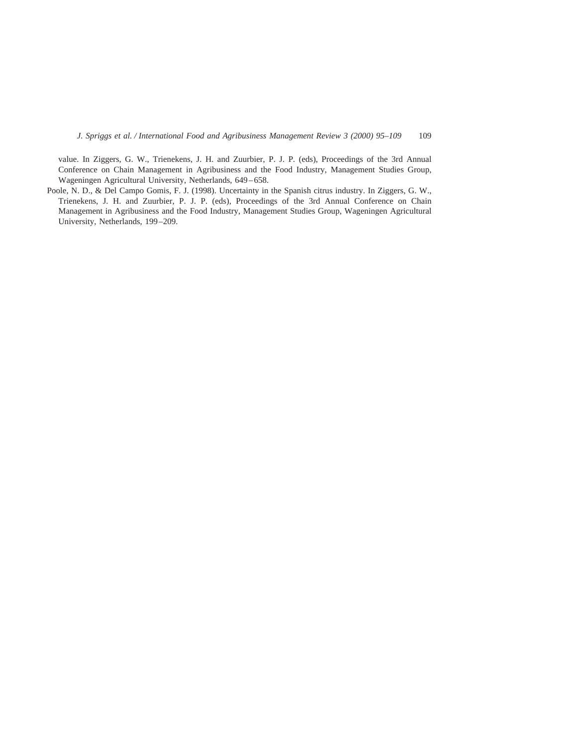value. In Ziggers, G. W., Trienekens, J. H. and Zuurbier, P. J. P. (eds), Proceedings of the 3rd Annual Conference on Chain Management in Agribusiness and the Food Industry, Management Studies Group, Wageningen Agricultural University, Netherlands, 649–658.

Poole, N. D., & Del Campo Gomis, F. J. (1998). Uncertainty in the Spanish citrus industry. In Ziggers, G. W., Trienekens, J. H. and Zuurbier, P. J. P. (eds), Proceedings of the 3rd Annual Conference on Chain Management in Agribusiness and the Food Industry, Management Studies Group, Wageningen Agricultural University, Netherlands, 199–209.